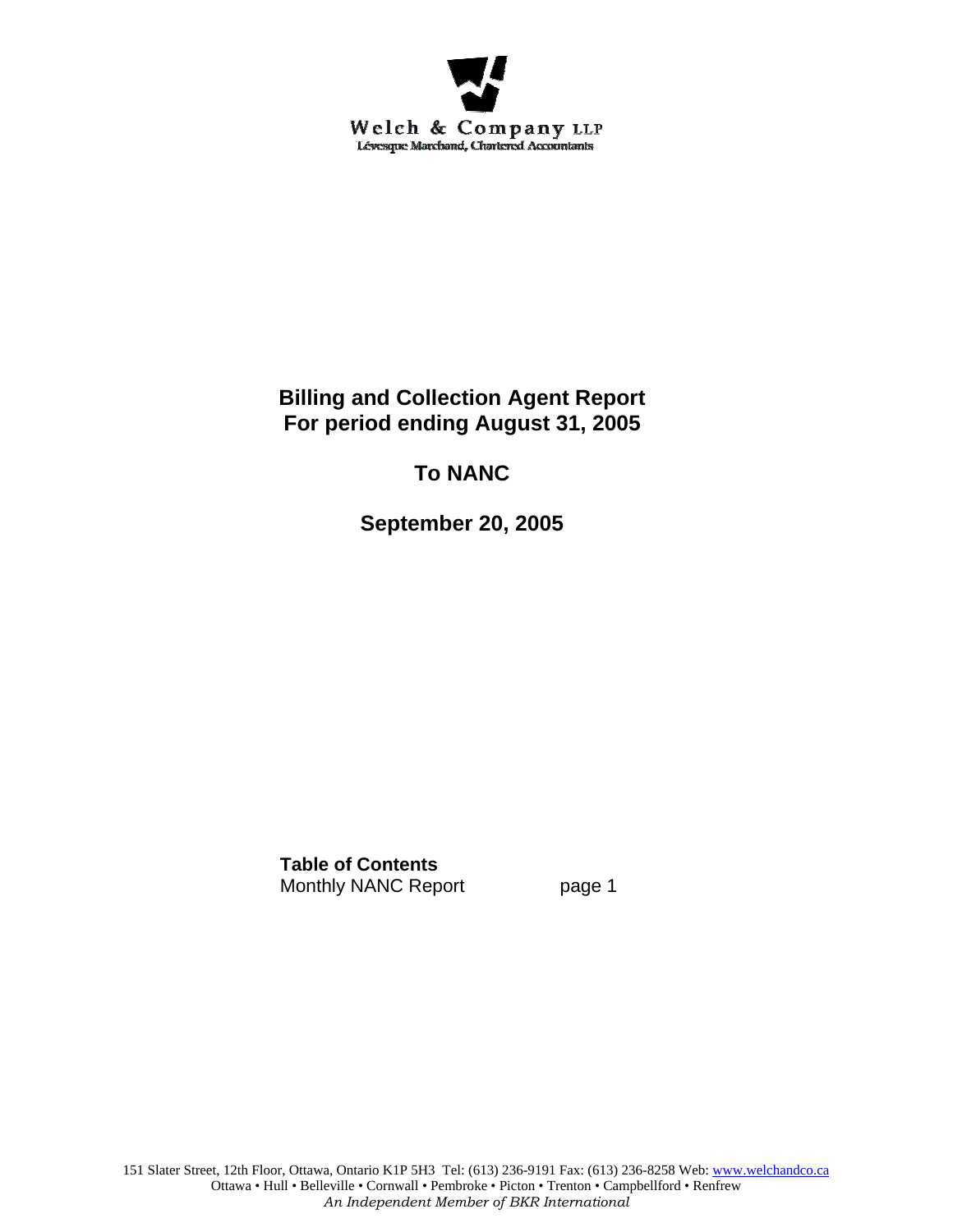Welch & Company LLP
Lévesque Marchand, Chartered Accountants

# Billing and Collection Agent Report
# For period ending August 31, 2005

## To NANC

## September 20, 2005

**Table of Contents**
Monthly NANC Report page 1

151 Slater Street, 12th Floor, Ottawa, Ontario K1P 5H3 Tel: (613) 236-9191 Fax: (613) 236-8258 Web: www.welchandco.ca
Ottawa • Hull • Belleville • Cornwall • Pembroke • Picton • Trenton • Campbellford • Renfrew
*An Independent Member of BKR International*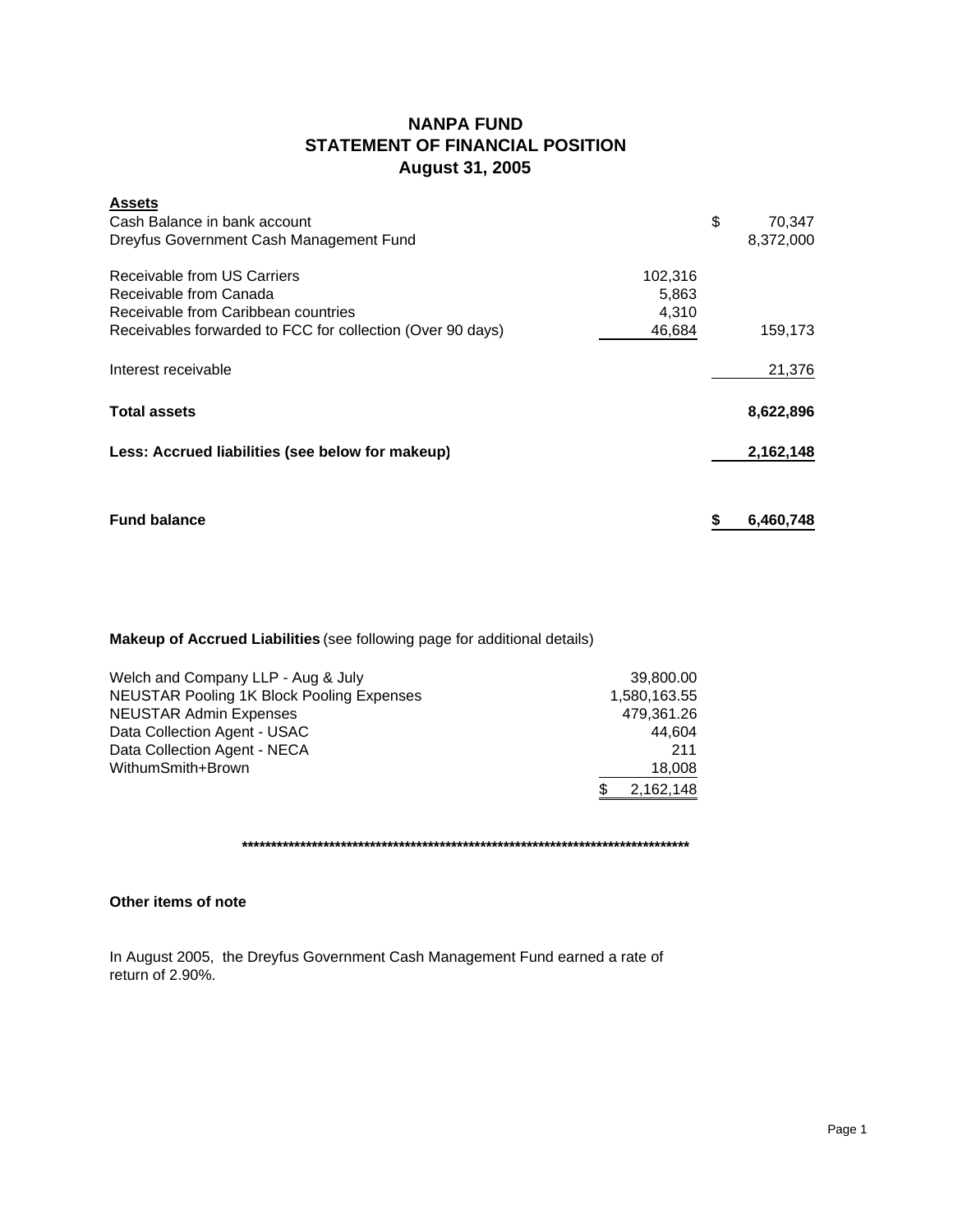# NANPA FUND
## STATEMENT OF FINANCIAL POSITION
### August 31, 2005

| **Assets** | | |
|---|---|---|
| Cash Balance in bank account | | $ 70,347 |
| Dreyfus Government Cash Management Fund | | 8,372,000 |
| | | |
| Receivable from US Carriers | 102,316 | |
| Receivable from Canada | 5,863 | |
| Receivable from Caribbean countries | 4,310 | |
| Receivables forwarded to FCC for collection (Over 90 days) | 46,684 | 159,173 |
| | | |
| Interest receivable | | 21,376 |
| | | |
| **Total assets** | | **8,622,896** |
| | | |
| **Less: Accrued liabilities (see below for makeup)** | | **2,162,148** |
| | | |
| **Fund balance** | | **$ 6,460,748** |

**Makeup of Accrued Liabilities** (see following page for additional details)

| | |
|---|---|
| Welch and Company LLP - Aug & July | 39,800.00 |
| NEUSTAR Pooling 1K Block Pooling Expenses | 1,580,163.55 |
| NEUSTAR Admin Expenses | 479,361.26 |
| Data Collection Agent - USAC | 44,604 |
| Data Collection Agent - NECA | 211 |
| WithumSmith+Brown | 18,008 |
| | $ 2,162,148 |

*********************************************************************************

**Other items of note**

In August 2005, the Dreyfus Government Cash Management Fund earned a rate of return of 2.90%.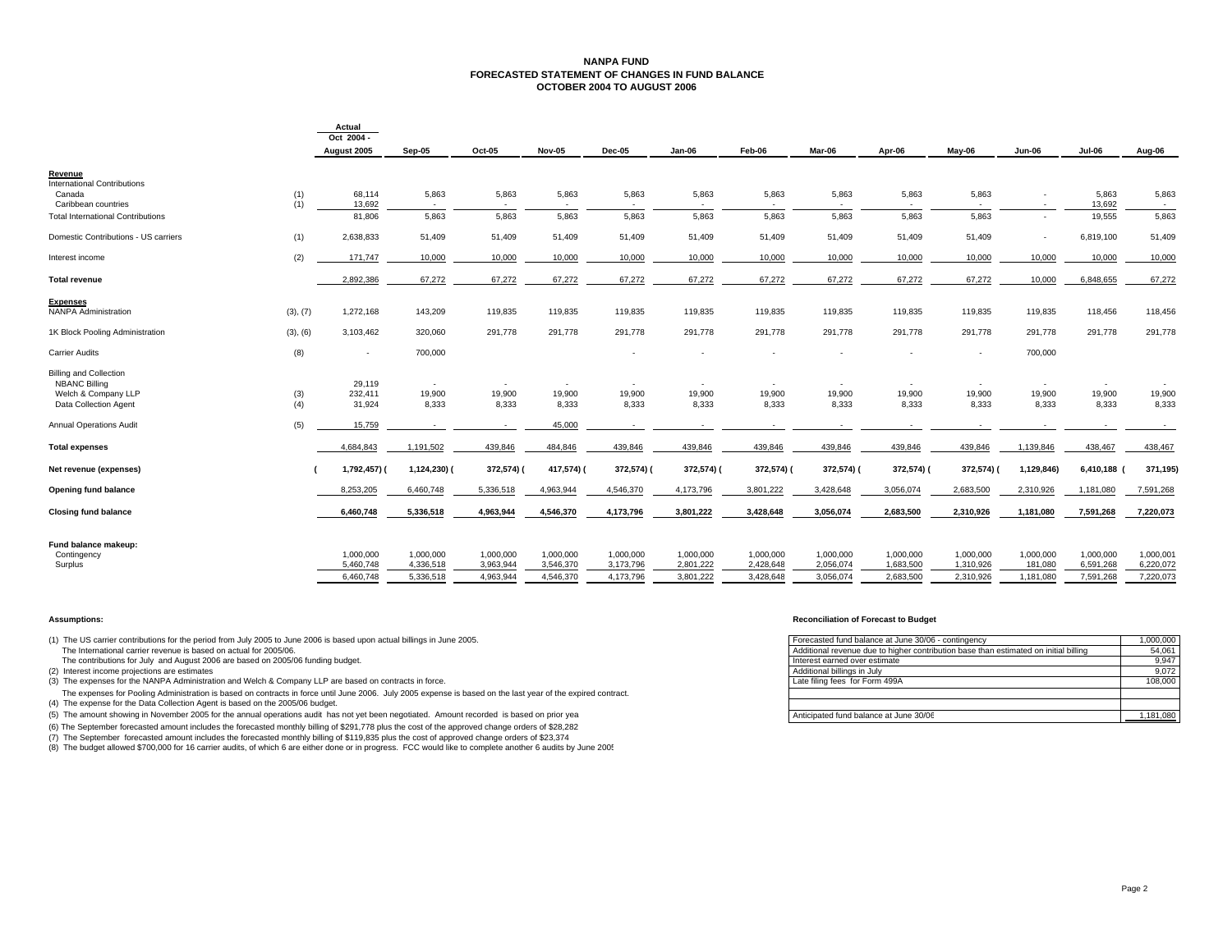# NANPA FUND
## FORECASTED STATEMENT OF CHANGES IN FUND BALANCE
## OCTOBER 2004 TO AUGUST 2006

| | | Actual Oct 2004 - August 2005 | Sep-05 | Oct-05 | Nov-05 | Dec-05 | Jan-06 | Feb-06 | Mar-06 | Apr-06 | May-06 | Jun-06 | Jul-06 | Aug-06 |
|---|---|---|---|---|---|---|---|---|---|---|---|---|---|---|
| **Revenue** | | | | | | | | | | | | | | |
| International Contributions | | | | | | | | | | | | | | |
| Canada | (1) | 68,114 | 5,863 | 5,863 | 5,863 | 5,863 | 5,863 | 5,863 | 5,863 | 5,863 | 5,863 | - | 5,863 | 5,863 |
| Caribbean countries | (1) | 13,692 | - | - | - | - | - | - | - | - | - | - | 13,692 | - |
| Total International Contributions | | 81,806 | 5,863 | 5,863 | 5,863 | 5,863 | 5,863 | 5,863 | 5,863 | 5,863 | 5,863 | - | 19,555 | 5,863 |
| Domestic Contributions - US carriers | (1) | 2,638,833 | 51,409 | 51,409 | 51,409 | 51,409 | 51,409 | 51,409 | 51,409 | 51,409 | 51,409 | - | 6,819,100 | 51,409 |
| Interest income | (2) | 171,747 | 10,000 | 10,000 | 10,000 | 10,000 | 10,000 | 10,000 | 10,000 | 10,000 | 10,000 | 10,000 | 10,000 | 10,000 |
| **Total revenue** | | 2,892,386 | 67,272 | 67,272 | 67,272 | 67,272 | 67,272 | 67,272 | 67,272 | 67,272 | 67,272 | 10,000 | 6,848,655 | 67,272 |
| **Expenses** | | | | | | | | | | | | | | |
| NANPA Administration | (3), (7) | 1,272,168 | 143,209 | 119,835 | 119,835 | 119,835 | 119,835 | 119,835 | 119,835 | 119,835 | 119,835 | 119,835 | 118,456 | 118,456 |
| 1K Block Pooling Administration | (3), (6) | 3,103,462 | 320,060 | 291,778 | 291,778 | 291,778 | 291,778 | 291,778 | 291,778 | 291,778 | 291,778 | 291,778 | 291,778 | 291,778 |
| Carrier Audits | (8) | - | 700,000 | | | - | - | - | - | - | - | 700,000 | | |
| Billing and Collection | | | | | | | | | | | | | | |
| NBANC Billing | | 29,119 | - | - | - | - | - | - | - | - | - | - | - | - |
| Welch & Company LLP | (3) | 232,411 | 19,900 | 19,900 | 19,900 | 19,900 | 19,900 | 19,900 | 19,900 | 19,900 | 19,900 | 19,900 | 19,900 | 19,900 |
| Data Collection Agent | (4) | 31,924 | 8,333 | 8,333 | 8,333 | 8,333 | 8,333 | 8,333 | 8,333 | 8,333 | 8,333 | 8,333 | 8,333 | 8,333 |
| Annual Operations Audit | (5) | 15,759 | - | - | 45,000 | - | - | - | - | - | - | - | - | - |
| **Total expenses** | | 4,684,843 | 1,191,502 | 439,846 | 484,846 | 439,846 | 439,846 | 439,846 | 439,846 | 439,846 | 439,846 | 1,139,846 | 438,467 | 438,467 |
| **Net revenue (expenses)** | | (1,792,457) | (1,124,230) | (372,574) | (417,574) | (372,574) | (372,574) | (372,574) | (372,574) | (372,574) | (372,574) | (1,129,846) | 6,410,188 | (371,195) |
| **Opening fund balance** | | 8,253,205 | 6,460,748 | 5,336,518 | 4,963,944 | 4,546,370 | 4,173,796 | 3,801,222 | 3,428,648 | 3,056,074 | 2,683,500 | 2,310,926 | 1,181,080 | 7,591,268 |
| **Closing fund balance** | | 6,460,748 | 5,336,518 | 4,963,944 | 4,546,370 | 4,173,796 | 3,801,222 | 3,428,648 | 3,056,074 | 2,683,500 | 2,310,926 | 1,181,080 | 7,591,268 | 7,220,073 |
| **Fund balance makeup:** | | | | | | | | | | | | | | |
| Contingency | | 1,000,000 | 1,000,000 | 1,000,000 | 1,000,000 | 1,000,000 | 1,000,000 | 1,000,000 | 1,000,000 | 1,000,000 | 1,000,000 | 1,000,000 | 1,000,000 | 1,000,001 |
| Surplus | | 5,460,748 | 4,336,518 | 3,963,944 | 3,546,370 | 3,173,796 | 2,801,222 | 2,428,648 | 2,056,074 | 1,683,500 | 1,310,926 | 181,080 | 6,591,268 | 6,220,072 |
| | | 6,460,748 | 5,336,518 | 4,963,944 | 4,546,370 | 4,173,796 | 3,801,222 | 3,428,648 | 3,056,074 | 2,683,500 | 2,310,926 | 1,181,080 | 7,591,268 | 7,220,073 |

**Assumptions:**

(1) The US carrier contributions for the period from July 2005 to June 2006 is based upon actual billings in June 2005.
The International carrier revenue is based on actual for 2005/06.
The contributions for July and August 2006 are based on 2005/06 funding budget.
(2) Interest income projections are estimates
(3) The expenses for the NANPA Administration and Welch & Company LLP are based on contracts in force.
The expenses for Pooling Administration is based on contracts in force until June 2006. July 2005 expense is based on the last year of the expired contract.
(4) The expense for the Data Collection Agent is based on the 2005/06 budget.
(5) The amount showing in November 2005 for the annual operations audit has not yet been negotiated. Amount recorded is based on prior yea
(6) The September forecasted amount includes the forecasted monthly billing of $291,778 plus the cost of the approved change orders of $28,282
(7) The September forecasted amount includes the forecasted monthly billing of $119,835 plus the cost of approved change orders of $23,374
(8) The budget allowed $700,000 for 16 carrier audits, of which 6 are either done or in progress. FCC would like to complete another 6 audits by June 2005

**Reconciliation of Forecast to Budget**

| | |
|---|---|
| Forecasted fund balance at June 30/06 - contingency | 1,000,000 |
| Additional revenue due to higher contribution base than estimated on initial billing | 54,061 |
| Interest earned over estimate | 9,947 |
| Additional billings in July | 9,072 |
| Late filing fees for Form 499A | 108,000 |
| | |
| | |
| Anticipated fund balance at June 30/06 | 1,181,080 |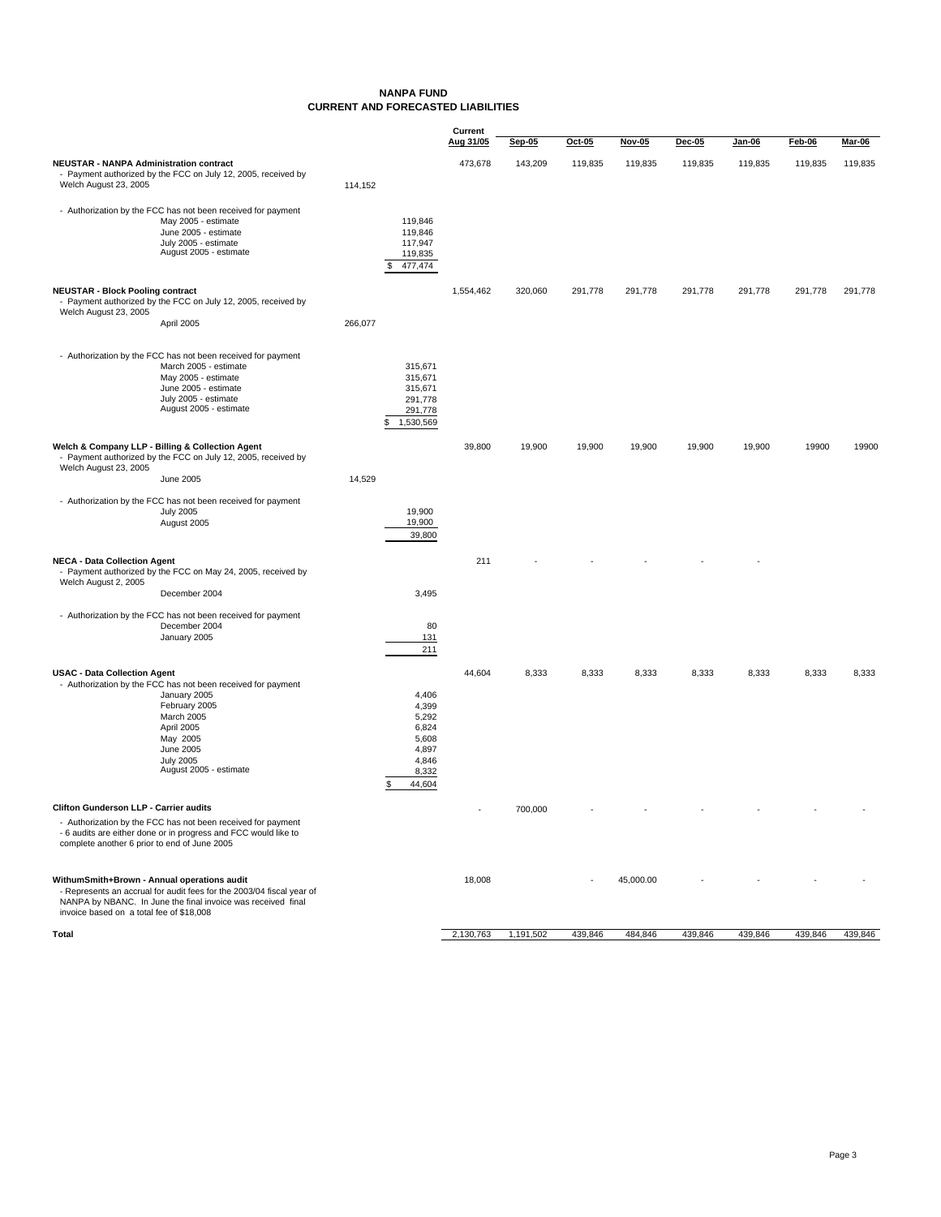# NANPA FUND
## CURRENT AND FORECASTED LIABILITIES

| | | | Current Aug 31/05 | Sep-05 | Oct-05 | Nov-05 | Dec-05 | Jan-06 | Feb-06 | Mar-06 |
|---|---|---|---|---|---|---|---|---|---|---|
| **NEUSTAR - NANPA Administration contract** | | | 473,678 | 143,209 | 119,835 | 119,835 | 119,835 | 119,835 | 119,835 | 119,835 |
| - Payment authorized by the FCC on July 12, 2005, received by Welch August 23, 2005 | 114,152 | | | | | | | | | |
| - Authorization by the FCC has not been received for payment | | | | | | | | | | |
| May 2005 - estimate | | 119,846 | | | | | | | | |
| June 2005 - estimate | | 119,846 | | | | | | | | |
| July 2005 - estimate | | 117,947 | | | | | | | | |
| August 2005 - estimate | | 119,835 | | | | | | | | |
| | | $ 477,474 | | | | | | | | |
| **NEUSTAR - Block Pooling contract** | | | 1,554,462 | 320,060 | 291,778 | 291,778 | 291,778 | 291,778 | 291,778 | 291,778 |
| - Payment authorized by the FCC on July 12, 2005, received by Welch August 23, 2005 | | | | | | | | | | |
| April 2005 | 266,077 | | | | | | | | | |
| - Authorization by the FCC has not been received for payment | | | | | | | | | | |
| March 2005 - estimate | | 315,671 | | | | | | | | |
| May 2005 - estimate | | 315,671 | | | | | | | | |
| June 2005 - estimate | | 315,671 | | | | | | | | |
| July 2005 - estimate | | 291,778 | | | | | | | | |
| August 2005 - estimate | | 291,778 | | | | | | | | |
| | | $ 1,530,569 | | | | | | | | |
| **Welch & Company LLP - Billing & Collection Agent** | | | 39,800 | 19,900 | 19,900 | 19,900 | 19,900 | 19,900 | 19900 | 19900 |
| - Payment authorized by the FCC on July 12, 2005, received by Welch August 23, 2005 | | | | | | | | | | |
| June 2005 | 14,529 | | | | | | | | | |
| - Authorization by the FCC has not been received for payment | | | | | | | | | | |
| July 2005 | | 19,900 | | | | | | | | |
| August 2005 | | 19,900 | | | | | | | | |
| | | 39,800 | | | | | | | | |
| **NECA - Data Collection Agent** | | | 211 | - | - | - | - | - | | |
| - Payment authorized by the FCC on May 24, 2005, received by Welch August 2, 2005 | | | | | | | | | | |
| December 2004 | | 3,495 | | | | | | | | |
| - Authorization by the FCC has not been received for payment | | | | | | | | | | |
| December 2004 | | 80 | | | | | | | | |
| January 2005 | | 131 | | | | | | | | |
| | | 211 | | | | | | | | |
| **USAC - Data Collection Agent** | | | 44,604 | 8,333 | 8,333 | 8,333 | 8,333 | 8,333 | 8,333 | 8,333 |
| - Authorization by the FCC has not been received for payment | | | | | | | | | | |
| January 2005 | | 4,406 | | | | | | | | |
| February 2005 | | 4,399 | | | | | | | | |
| March 2005 | | 5,292 | | | | | | | | |
| April 2005 | | 6,824 | | | | | | | | |
| May 2005 | | 5,608 | | | | | | | | |
| June 2005 | | 4,897 | | | | | | | | |
| July 2005 | | 4,846 | | | | | | | | |
| August 2005 - estimate | | 8,332 | | | | | | | | |
| | | $ 44,604 | | | | | | | | |
| **Clifton Gunderson LLP - Carrier audits** | | | - | 700,000 | - | - | - | - | - | - |
| - Authorization by the FCC has not been received for payment - 6 audits are either done or in progress and FCC would like to complete another 6 prior to end of June 2005 | | | | | | | | | | |
| **WithumSmith+Brown - Annual operations audit** | | | 18,008 | | - | 45,000.00 | - | - | - | - |
| - Represents an accrual for audit fees for the 2003/04 fiscal year of NANPA by NBANC. In June the final invoice was received final invoice based on a total fee of $18,008 | | | | | | | | | | |
| **Total** | | | 2,130,763 | 1,191,502 | 439,846 | 484,846 | 439,846 | 439,846 | 439,846 | 439,846 |